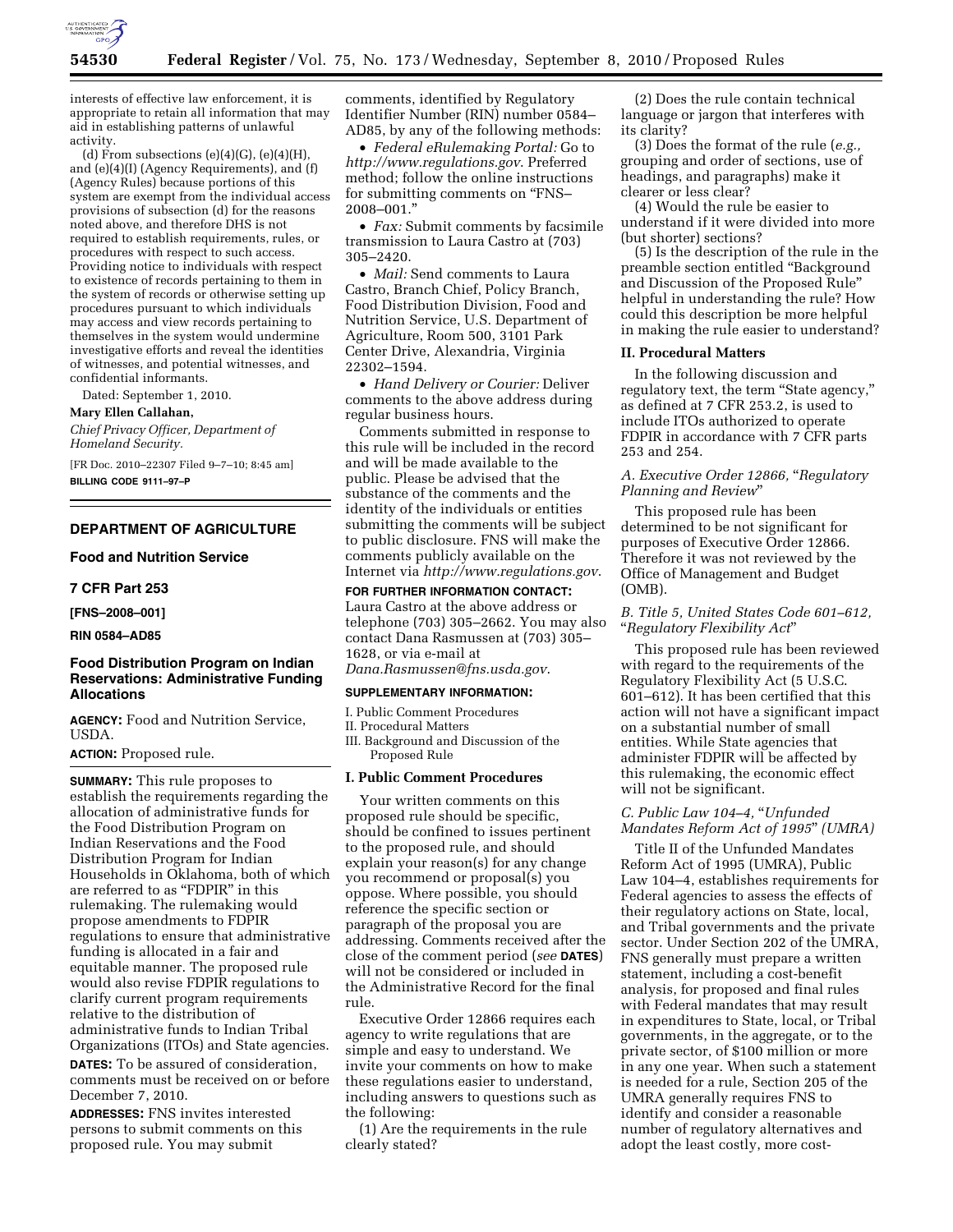interests of effective law enforcement, it is appropriate to retain all information that may aid in establishing patterns of unlawful activity.

(d) From subsections (e)(4)(G), (e)(4)(H), and (e)(4)(I) (Agency Requirements), and (f) (Agency Rules) because portions of this system are exempt from the individual access provisions of subsection (d) for the reasons noted above, and therefore DHS is not required to establish requirements, rules, or procedures with respect to such access. Providing notice to individuals with respect to existence of records pertaining to them in the system of records or otherwise setting up procedures pursuant to which individuals may access and view records pertaining to themselves in the system would undermine investigative efforts and reveal the identities of witnesses, and potential witnesses, and confidential informants.

Dated: September 1, 2010.

**Mary Ellen Callahan,**

*Chief Privacy Officer, Department of Homeland Security.*

[FR Doc. 2010–22307 Filed 9–7–10; 8:45 am]

**BILLING CODE 9111–97–P**

## DEPARTMENT OF AGRICULTURE

### Food and Nutrition Service

### 7 CFR Part 253

**[FNS–2008–001]**

**RIN 0584–AD85**

## Food Distribution Program on Indian Reservations: Administrative Funding Allocations

**AGENCY:** Food and Nutrition Service, USDA.

**ACTION:** Proposed rule.

**SUMMARY:** This rule proposes to establish the requirements regarding the allocation of administrative funds for the Food Distribution Program on Indian Reservations and the Food Distribution Program for Indian Households in Oklahoma, both of which are referred to as "FDPIR" in this rulemaking. The rulemaking would propose amendments to FDPIR regulations to ensure that administrative funding is allocated in a fair and equitable manner. The proposed rule would also revise FDPIR regulations to clarify current program requirements relative to the distribution of administrative funds to Indian Tribal Organizations (ITOs) and State agencies.

**DATES:** To be assured of consideration, comments must be received on or before December 7, 2010.

**ADDRESSES:** FNS invites interested persons to submit comments on this proposed rule. You may submit comments, identified by Regulatory Identifier Number (RIN) number 0584–AD85, by any of the following methods:

- *Federal eRulemaking Portal:* Go to *http://www.regulations.gov*. Preferred method; follow the online instructions for submitting comments on "FNS–2008–001."
- *Fax:* Submit comments by facsimile transmission to Laura Castro at (703) 305–2420.
- *Mail:* Send comments to Laura Castro, Branch Chief, Policy Branch, Food Distribution Division, Food and Nutrition Service, U.S. Department of Agriculture, Room 500, 3101 Park Center Drive, Alexandria, Virginia 22302–1594.
- *Hand Delivery or Courier:* Deliver comments to the above address during regular business hours.

Comments submitted in response to this rule will be included in the record and will be made available to the public. Please be advised that the substance of the comments and the identity of the individuals or entities submitting the comments will be subject to public disclosure. FNS will make the comments publicly available on the Internet via *http://www.regulations.gov*.

**FOR FURTHER INFORMATION CONTACT:** Laura Castro at the above address or telephone (703) 305–2662. You may also contact Dana Rasmussen at (703) 305–1628, or via e-mail at *Dana.Rasmussen@fns.usda.gov*.

**SUPPLEMENTARY INFORMATION:**

I. Public Comment Procedures
II. Procedural Matters
III. Background and Discussion of the Proposed Rule

### I. Public Comment Procedures

Your written comments on this proposed rule should be specific, should be confined to issues pertinent to the proposed rule, and should explain your reason(s) for any change you recommend or proposal(s) you oppose. Where possible, you should reference the specific section or paragraph of the proposal you are addressing. Comments received after the close of the comment period (*see* **DATES**) will not be considered or included in the Administrative Record for the final rule.

Executive Order 12866 requires each agency to write regulations that are simple and easy to understand. We invite your comments on how to make these regulations easier to understand, including answers to questions such as the following:

(1) Are the requirements in the rule clearly stated?

(2) Does the rule contain technical language or jargon that interferes with its clarity?

(3) Does the format of the rule (*e.g.,* grouping and order of sections, use of headings, and paragraphs) make it clearer or less clear?

(4) Would the rule be easier to understand if it were divided into more (but shorter) sections?

(5) Is the description of the rule in the preamble section entitled "Background and Discussion of the Proposed Rule" helpful in understanding the rule? How could this description be more helpful in making the rule easier to understand?

### II. Procedural Matters

In the following discussion and regulatory text, the term "State agency," as defined at 7 CFR 253.2, is used to include ITOs authorized to operate FDPIR in accordance with 7 CFR parts 253 and 254.

#### *A. Executive Order 12866, "Regulatory Planning and Review"*

This proposed rule has been determined to be not significant for purposes of Executive Order 12866. Therefore it was not reviewed by the Office of Management and Budget (OMB).

#### *B. Title 5, United States Code 601–612, "Regulatory Flexibility Act"*

This proposed rule has been reviewed with regard to the requirements of the Regulatory Flexibility Act (5 U.S.C. 601–612). It has been certified that this action will not have a significant impact on a substantial number of small entities. While State agencies that administer FDPIR will be affected by this rulemaking, the economic effect will not be significant.

#### *C. Public Law 104–4, "Unfunded Mandates Reform Act of 1995" (UMRA)*

Title II of the Unfunded Mandates Reform Act of 1995 (UMRA), Public Law 104–4, establishes requirements for Federal agencies to assess the effects of their regulatory actions on State, local, and Tribal governments and the private sector. Under Section 202 of the UMRA, FNS generally must prepare a written statement, including a cost-benefit analysis, for proposed and final rules with Federal mandates that may result in expenditures to State, local, or Tribal governments, in the aggregate, or to the private sector, of $100 million or more in any one year. When such a statement is needed for a rule, Section 205 of the UMRA generally requires FNS to identify and consider a reasonable number of regulatory alternatives and adopt the least costly, more cost-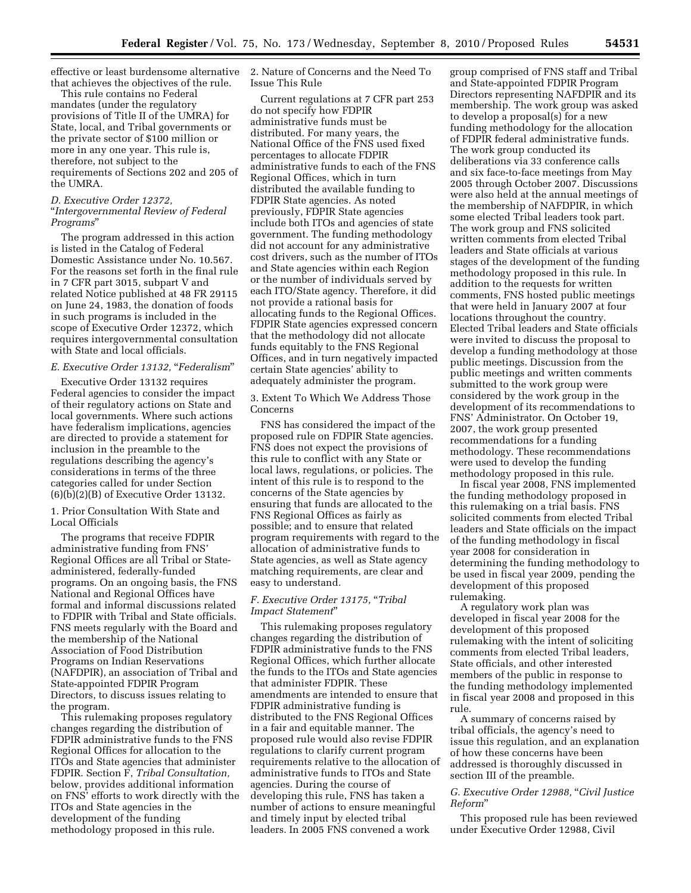effective or least burdensome alternative that achieves the objectives of the rule.

This rule contains no Federal mandates (under the regulatory provisions of Title II of the UMRA) for State, local, and Tribal governments or the private sector of $100 million or more in any one year. This rule is, therefore, not subject to the requirements of Sections 202 and 205 of the UMRA.

### *D. Executive Order 12372, "Intergovernmental Review of Federal Programs"*

The program addressed in this action is listed in the Catalog of Federal Domestic Assistance under No. 10.567. For the reasons set forth in the final rule in 7 CFR part 3015, subpart V and related Notice published at 48 FR 29115 on June 24, 1983, the donation of foods in such programs is included in the scope of Executive Order 12372, which requires intergovernmental consultation with State and local officials.

### *E. Executive Order 13132, "Federalism"*

Executive Order 13132 requires Federal agencies to consider the impact of their regulatory actions on State and local governments. Where such actions have federalism implications, agencies are directed to provide a statement for inclusion in the preamble to the regulations describing the agency's considerations in terms of the three categories called for under Section (6)(b)(2)(B) of Executive Order 13132.

1. Prior Consultation With State and Local Officials

The programs that receive FDPIR administrative funding from FNS' Regional Offices are all Tribal or State-administered, federally-funded programs. On an ongoing basis, the FNS National and Regional Offices have formal and informal discussions related to FDPIR with Tribal and State officials. FNS meets regularly with the Board and the membership of the National Association of Food Distribution Programs on Indian Reservations (NAFDPIR), an association of Tribal and State-appointed FDPIR Program Directors, to discuss issues relating to the program.

This rulemaking proposes regulatory changes regarding the distribution of FDPIR administrative funds to the FNS Regional Offices for allocation to the ITOs and State agencies that administer FDPIR. Section F, *Tribal Consultation,* below, provides additional information on FNS' efforts to work directly with the ITOs and State agencies in the development of the funding methodology proposed in this rule.

2. Nature of Concerns and the Need To Issue This Rule

Current regulations at 7 CFR part 253 do not specify how FDPIR administrative funds must be distributed. For many years, the National Office of the FNS used fixed percentages to allocate FDPIR administrative funds to each of the FNS Regional Offices, which in turn distributed the available funding to FDPIR State agencies. As noted previously, FDPIR State agencies include both ITOs and agencies of state government. The funding methodology did not account for any administrative cost drivers, such as the number of ITOs and State agencies within each Region or the number of individuals served by each ITO/State agency. Therefore, it did not provide a rational basis for allocating funds to the Regional Offices. FDPIR State agencies expressed concern that the methodology did not allocate funds equitably to the FNS Regional Offices, and in turn negatively impacted certain State agencies' ability to adequately administer the program.

3. Extent To Which We Address Those Concerns

FNS has considered the impact of the proposed rule on FDPIR State agencies. FNS does not expect the provisions of this rule to conflict with any State or local laws, regulations, or policies. The intent of this rule is to respond to the concerns of the State agencies by ensuring that funds are allocated to the FNS Regional Offices as fairly as possible; and to ensure that related program requirements with regard to the allocation of administrative funds to State agencies, as well as State agency matching requirements, are clear and easy to understand.

### *F. Executive Order 13175, "Tribal Impact Statement"*

This rulemaking proposes regulatory changes regarding the distribution of FDPIR administrative funds to the FNS Regional Offices, which further allocate the funds to the ITOs and State agencies that administer FDPIR. These amendments are intended to ensure that FDPIR administrative funding is distributed to the FNS Regional Offices in a fair and equitable manner. The proposed rule would also revise FDPIR regulations to clarify current program requirements relative to the allocation of administrative funds to ITOs and State agencies. During the course of developing this rule, FNS has taken a number of actions to ensure meaningful and timely input by elected tribal leaders. In 2005 FNS convened a work group comprised of FNS staff and Tribal and State-appointed FDPIR Program Directors representing NAFDPIR and its membership. The work group was asked to develop a proposal(s) for a new funding methodology for the allocation of FDPIR federal administrative funds. The work group conducted its deliberations via 33 conference calls and six face-to-face meetings from May 2005 through October 2007. Discussions were also held at the annual meetings of the membership of NAFDPIR, in which some elected Tribal leaders took part. The work group and FNS solicited written comments from elected Tribal leaders and State officials at various stages of the development of the funding methodology proposed in this rule. In addition to the requests for written comments, FNS hosted public meetings that were held in January 2007 at four locations throughout the country. Elected Tribal leaders and State officials were invited to discuss the proposal to develop a funding methodology at those public meetings. Discussion from the public meetings and written comments submitted to the work group were considered by the work group in the development of its recommendations to FNS' Administrator. On October 19, 2007, the work group presented recommendations for a funding methodology. These recommendations were used to develop the funding methodology proposed in this rule.

In fiscal year 2008, FNS implemented the funding methodology proposed in this rulemaking on a trial basis. FNS solicited comments from elected Tribal leaders and State officials on the impact of the funding methodology in fiscal year 2008 for consideration in determining the funding methodology to be used in fiscal year 2009, pending the development of this proposed rulemaking.

A regulatory work plan was developed in fiscal year 2008 for the development of this proposed rulemaking with the intent of soliciting comments from elected Tribal leaders, State officials, and other interested members of the public in response to the funding methodology implemented in fiscal year 2008 and proposed in this rule.

A summary of concerns raised by tribal officials, the agency's need to issue this regulation, and an explanation of how these concerns have been addressed is thoroughly discussed in section III of the preamble.

### *G. Executive Order 12988, "Civil Justice Reform"*

This proposed rule has been reviewed under Executive Order 12988, Civil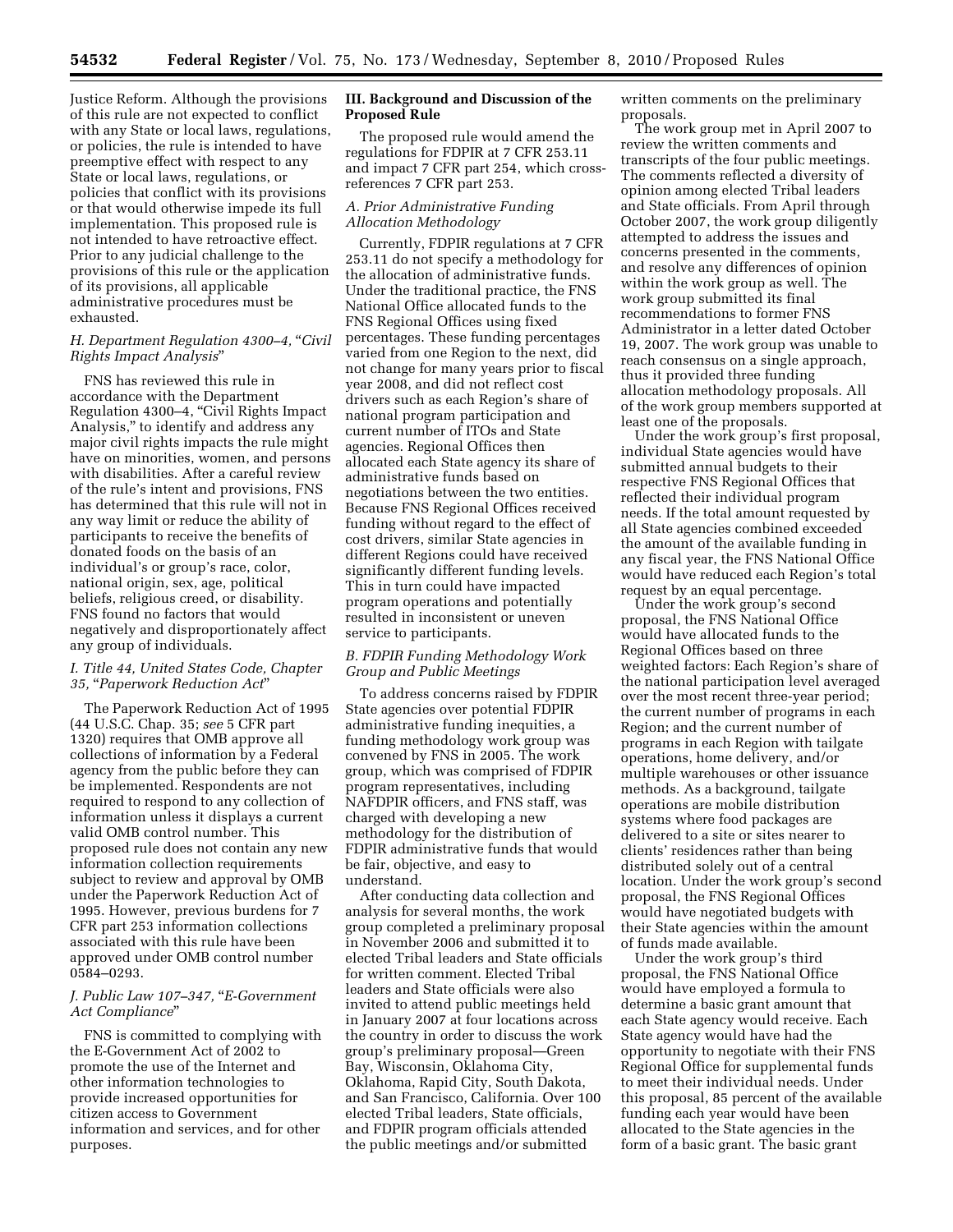Justice Reform. Although the provisions of this rule are not expected to conflict with any State or local laws, regulations, or policies, the rule is intended to have preemptive effect with respect to any State or local laws, regulations, or policies that conflict with its provisions or that would otherwise impede its full implementation. This proposed rule is not intended to have retroactive effect. Prior to any judicial challenge to the provisions of this rule or the application of its provisions, all applicable administrative procedures must be exhausted.

### *H. Department Regulation 4300–4, "Civil Rights Impact Analysis"*

FNS has reviewed this rule in accordance with the Department Regulation 4300–4, "Civil Rights Impact Analysis," to identify and address any major civil rights impacts the rule might have on minorities, women, and persons with disabilities. After a careful review of the rule's intent and provisions, FNS has determined that this rule will not in any way limit or reduce the ability of participants to receive the benefits of donated foods on the basis of an individual's or group's race, color, national origin, sex, age, political beliefs, religious creed, or disability. FNS found no factors that would negatively and disproportionately affect any group of individuals.

### *I. Title 44, United States Code, Chapter 35, "Paperwork Reduction Act"*

The Paperwork Reduction Act of 1995 (44 U.S.C. Chap. 35; *see* 5 CFR part 1320) requires that OMB approve all collections of information by a Federal agency from the public before they can be implemented. Respondents are not required to respond to any collection of information unless it displays a current valid OMB control number. This proposed rule does not contain any new information collection requirements subject to review and approval by OMB under the Paperwork Reduction Act of 1995. However, previous burdens for 7 CFR part 253 information collections associated with this rule have been approved under OMB control number 0584–0293.

### *J. Public Law 107–347, "E-Government Act Compliance"*

FNS is committed to complying with the E-Government Act of 2002 to promote the use of the Internet and other information technologies to provide increased opportunities for citizen access to Government information and services, and for other purposes.

## III. Background and Discussion of the Proposed Rule

The proposed rule would amend the regulations for FDPIR at 7 CFR 253.11 and impact 7 CFR part 254, which cross-references 7 CFR part 253.

### *A. Prior Administrative Funding Allocation Methodology*

Currently, FDPIR regulations at 7 CFR 253.11 do not specify a methodology for the allocation of administrative funds. Under the traditional practice, the FNS National Office allocated funds to the FNS Regional Offices using fixed percentages. These funding percentages varied from one Region to the next, did not change for many years prior to fiscal year 2008, and did not reflect cost drivers such as each Region's share of national program participation and current number of ITOs and State agencies. Regional Offices then allocated each State agency its share of administrative funds based on negotiations between the two entities. Because FNS Regional Offices received funding without regard to the effect of cost drivers, similar State agencies in different Regions could have received significantly different funding levels. This in turn could have impacted program operations and potentially resulted in inconsistent or uneven service to participants.

### *B. FDPIR Funding Methodology Work Group and Public Meetings*

To address concerns raised by FDPIR State agencies over potential FDPIR administrative funding inequities, a funding methodology work group was convened by FNS in 2005. The work group, which was comprised of FDPIR program representatives, including NAFDPIR officers, and FNS staff, was charged with developing a new methodology for the distribution of FDPIR administrative funds that would be fair, objective, and easy to understand.

After conducting data collection and analysis for several months, the work group completed a preliminary proposal in November 2006 and submitted it to elected Tribal leaders and State officials for written comment. Elected Tribal leaders and State officials were also invited to attend public meetings held in January 2007 at four locations across the country in order to discuss the work group's preliminary proposal—Green Bay, Wisconsin, Oklahoma City, Oklahoma, Rapid City, South Dakota, and San Francisco, California. Over 100 elected Tribal leaders, State officials, and FDPIR program officials attended the public meetings and/or submitted written comments on the preliminary proposals.

The work group met in April 2007 to review the written comments and transcripts of the four public meetings. The comments reflected a diversity of opinion among elected Tribal leaders and State officials. From April through October 2007, the work group diligently attempted to address the issues and concerns presented in the comments, and resolve any differences of opinion within the work group as well. The work group submitted its final recommendations to former FNS Administrator in a letter dated October 19, 2007. The work group was unable to reach consensus on a single approach, thus it provided three funding allocation methodology proposals. All of the work group members supported at least one of the proposals.

Under the work group's first proposal, individual State agencies would have submitted annual budgets to their respective FNS Regional Offices that reflected their individual program needs. If the total amount requested by all State agencies combined exceeded the amount of the available funding in any fiscal year, the FNS National Office would have reduced each Region's total request by an equal percentage.

Under the work group's second proposal, the FNS National Office would have allocated funds to the Regional Offices based on three weighted factors: Each Region's share of the national participation level averaged over the most recent three-year period; the current number of programs in each Region; and the current number of programs in each Region with tailgate operations, home delivery, and/or multiple warehouses or other issuance methods. As a background, tailgate operations are mobile distribution systems where food packages are delivered to a site or sites nearer to clients' residences rather than being distributed solely out of a central location. Under the work group's second proposal, the FNS Regional Offices would have negotiated budgets with their State agencies within the amount of funds made available.

Under the work group's third proposal, the FNS National Office would have employed a formula to determine a basic grant amount that each State agency would receive. Each State agency would have had the opportunity to negotiate with their FNS Regional Office for supplemental funds to meet their individual needs. Under this proposal, 85 percent of the available funding each year would have been allocated to the State agencies in the form of a basic grant. The basic grant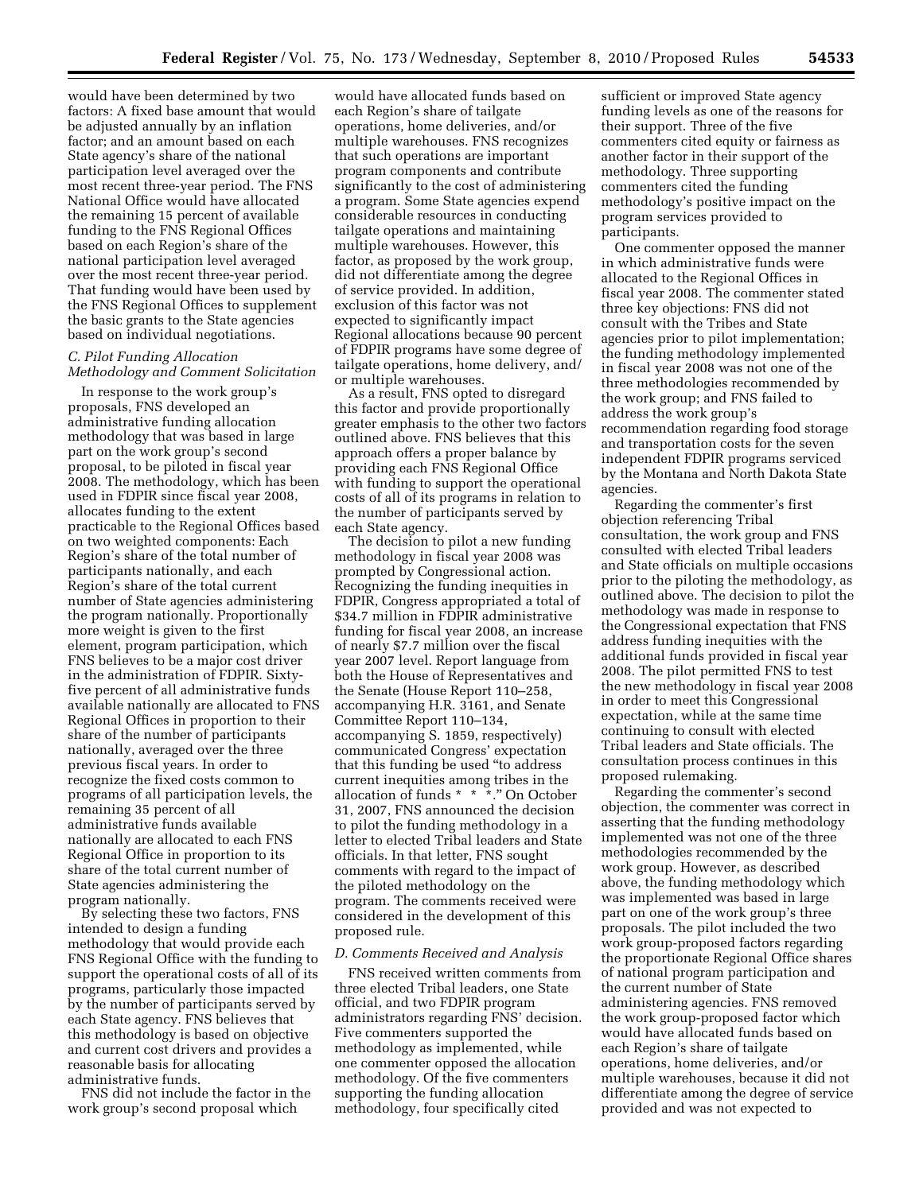would have been determined by two factors: A fixed base amount that would be adjusted annually by an inflation factor; and an amount based on each State agency's share of the national participation level averaged over the most recent three-year period. The FNS National Office would have allocated the remaining 15 percent of available funding to the FNS Regional Offices based on each Region's share of the national participation level averaged over the most recent three-year period. That funding would have been used by the FNS Regional Offices to supplement the basic grants to the State agencies based on individual negotiations.

### *C. Pilot Funding Allocation Methodology and Comment Solicitation*

In response to the work group's proposals, FNS developed an administrative funding allocation methodology that was based in large part on the work group's second proposal, to be piloted in fiscal year 2008. The methodology, which has been used in FDPIR since fiscal year 2008, allocates funding to the extent practicable to the Regional Offices based on two weighted components: Each Region's share of the total number of participants nationally, and each Region's share of the total current number of State agencies administering the program nationally. Proportionally more weight is given to the first element, program participation, which FNS believes to be a major cost driver in the administration of FDPIR. Sixty-five percent of all administrative funds available nationally are allocated to FNS Regional Offices in proportion to their share of the number of participants nationally, averaged over the three previous fiscal years. In order to recognize the fixed costs common to programs of all participation levels, the remaining 35 percent of all administrative funds available nationally are allocated to each FNS Regional Office in proportion to its share of the total current number of State agencies administering the program nationally.

By selecting these two factors, FNS intended to design a funding methodology that would provide each FNS Regional Office with the funding to support the operational costs of all of its programs, particularly those impacted by the number of participants served by each State agency. FNS believes that this methodology is based on objective and current cost drivers and provides a reasonable basis for allocating administrative funds.

FNS did not include the factor in the work group's second proposal which would have allocated funds based on each Region's share of tailgate operations, home deliveries, and/or multiple warehouses. FNS recognizes that such operations are important program components and contribute significantly to the cost of administering a program. Some State agencies expend considerable resources in conducting tailgate operations and maintaining multiple warehouses. However, this factor, as proposed by the work group, did not differentiate among the degree of service provided. In addition, exclusion of this factor was not expected to significantly impact Regional allocations because 90 percent of FDPIR programs have some degree of tailgate operations, home delivery, and/or multiple warehouses.

As a result, FNS opted to disregard this factor and provide proportionally greater emphasis to the other two factors outlined above. FNS believes that this approach offers a proper balance by providing each FNS Regional Office with funding to support the operational costs of all of its programs in relation to the number of participants served by each State agency.

The decision to pilot a new funding methodology in fiscal year 2008 was prompted by Congressional action. Recognizing the funding inequities in FDPIR, Congress appropriated a total of $34.7 million in FDPIR administrative funding for fiscal year 2008, an increase of nearly $7.7 million over the fiscal year 2007 level. Report language from both the House of Representatives and the Senate (House Report 110–258, accompanying H.R. 3161, and Senate Committee Report 110–134, accompanying S. 1859, respectively) communicated Congress' expectation that this funding be used "to address current inequities among tribes in the allocation of funds * * *." On October 31, 2007, FNS announced the decision to pilot the funding methodology in a letter to elected Tribal leaders and State officials. In that letter, FNS sought comments with regard to the impact of the piloted methodology on the program. The comments received were considered in the development of this proposed rule.

### *D. Comments Received and Analysis*

FNS received written comments from three elected Tribal leaders, one State official, and two FDPIR program administrators regarding FNS' decision. Five commenters supported the methodology as implemented, while one commenter opposed the allocation methodology. Of the five commenters supporting the funding allocation methodology, four specifically cited sufficient or improved State agency funding levels as one of the reasons for their support. Three of the five commenters cited equity or fairness as another factor in their support of the methodology. Three supporting commenters cited the funding methodology's positive impact on the program services provided to participants.

One commenter opposed the manner in which administrative funds were allocated to the Regional Offices in fiscal year 2008. The commenter stated three key objections: FNS did not consult with the Tribes and State agencies prior to pilot implementation; the funding methodology implemented in fiscal year 2008 was not one of the three methodologies recommended by the work group; and FNS failed to address the work group's recommendation regarding food storage and transportation costs for the seven independent FDPIR programs serviced by the Montana and North Dakota State agencies.

Regarding the commenter's first objection referencing Tribal consultation, the work group and FNS consulted with elected Tribal leaders and State officials on multiple occasions prior to the piloting the methodology, as outlined above. The decision to pilot the methodology was made in response to the Congressional expectation that FNS address funding inequities with the additional funds provided in fiscal year 2008. The pilot permitted FNS to test the new methodology in fiscal year 2008 in order to meet this Congressional expectation, while at the same time continuing to consult with elected Tribal leaders and State officials. The consultation process continues in this proposed rulemaking.

Regarding the commenter's second objection, the commenter was correct in asserting that the funding methodology implemented was not one of the three methodologies recommended by the work group. However, as described above, the funding methodology which was implemented was based in large part on one of the work group's three proposals. The pilot included the two work group-proposed factors regarding the proportionate Regional Office shares of national program participation and the current number of State administering agencies. FNS removed the work group-proposed factor which would have allocated funds based on each Region's share of tailgate operations, home deliveries, and/or multiple warehouses, because it did not differentiate among the degree of service provided and was not expected to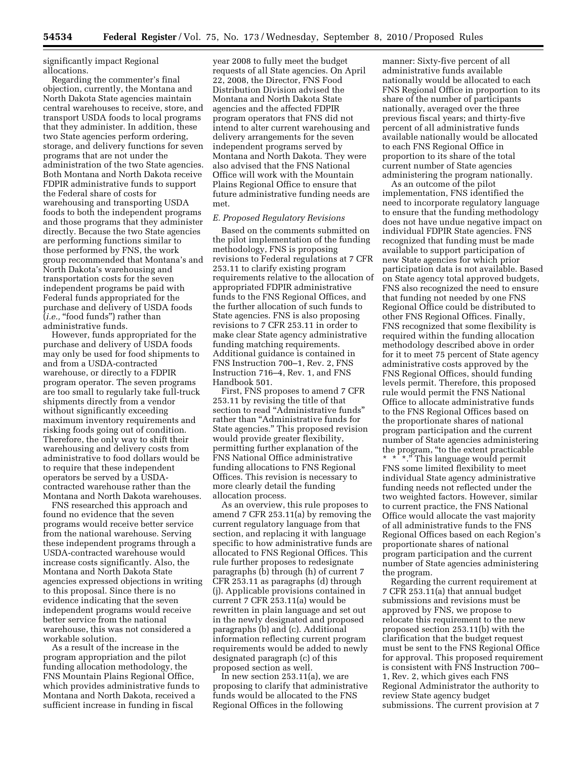significantly impact Regional allocations.

Regarding the commenter's final objection, currently, the Montana and North Dakota State agencies maintain central warehouses to receive, store, and transport USDA foods to local programs that they administer. In addition, these two State agencies perform ordering, storage, and delivery functions for seven programs that are not under the administration of the two State agencies. Both Montana and North Dakota receive FDPIR administrative funds to support the Federal share of costs for warehousing and transporting USDA foods to both the independent programs and those programs that they administer directly. Because the two State agencies are performing functions similar to those performed by FNS, the work group recommended that Montana's and North Dakota's warehousing and transportation costs for the seven independent programs be paid with Federal funds appropriated for the purchase and delivery of USDA foods (*i.e.,* "food funds") rather than administrative funds.

However, funds appropriated for the purchase and delivery of USDA foods may only be used for food shipments to and from a USDA-contracted warehouse, or directly to a FDPIR program operator. The seven programs are too small to regularly take full-truck shipments directly from a vendor without significantly exceeding maximum inventory requirements and risking foods going out of condition. Therefore, the only way to shift their warehousing and delivery costs from administrative to food dollars would be to require that these independent operators be served by a USDA-contracted warehouse rather than the Montana and North Dakota warehouses.

FNS researched this approach and found no evidence that the seven programs would receive better service from the national warehouse. Serving these independent programs through a USDA-contracted warehouse would increase costs significantly. Also, the Montana and North Dakota State agencies expressed objections in writing to this proposal. Since there is no evidence indicating that the seven independent programs would receive better service from the national warehouse, this was not considered a workable solution.

As a result of the increase in the program appropriation and the pilot funding allocation methodology, the FNS Mountain Plains Regional Office, which provides administrative funds to Montana and North Dakota, received a sufficient increase in funding in fiscal year 2008 to fully meet the budget requests of all State agencies. On April 22, 2008, the Director, FNS Food Distribution Division advised the Montana and North Dakota State agencies and the affected FDPIR program operators that FNS did not intend to alter current warehousing and delivery arrangements for the seven independent programs served by Montana and North Dakota. They were also advised that the FNS National Office will work with the Mountain Plains Regional Office to ensure that future administrative funding needs are met.

### *E. Proposed Regulatory Revisions*

Based on the comments submitted on the pilot implementation of the funding methodology, FNS is proposing revisions to Federal regulations at 7 CFR 253.11 to clarify existing program requirements relative to the allocation of appropriated FDPIR administrative funds to the FNS Regional Offices, and the further allocation of such funds to State agencies. FNS is also proposing revisions to 7 CFR 253.11 in order to make clear State agency administrative funding matching requirements. Additional guidance is contained in FNS Instruction 700–1, Rev. 2, FNS Instruction 716–4, Rev. 1, and FNS Handbook 501.

First, FNS proposes to amend 7 CFR 253.11 by revising the title of that section to read "Administrative funds" rather than "Administrative funds for State agencies." This proposed revision would provide greater flexibility, permitting further explanation of the FNS National Office administrative funding allocations to FNS Regional Offices. This revision is necessary to more clearly detail the funding allocation process.

As an overview, this rule proposes to amend 7 CFR 253.11(a) by removing the current regulatory language from that section, and replacing it with language specific to how administrative funds are allocated to FNS Regional Offices. This rule further proposes to redesignate paragraphs (b) through (h) of current 7 CFR 253.11 as paragraphs (d) through (j). Applicable provisions contained in current 7 CFR 253.11(a) would be rewritten in plain language and set out in the newly designated and proposed paragraphs (b) and (c). Additional information reflecting current program requirements would be added to newly designated paragraph (c) of this proposed section as well.

In new section 253.11(a), we are proposing to clarify that administrative funds would be allocated to the FNS Regional Offices in the following manner: Sixty-five percent of all administrative funds available nationally would be allocated to each FNS Regional Office in proportion to its share of the number of participants nationally, averaged over the three previous fiscal years; and thirty-five percent of all administrative funds available nationally would be allocated to each FNS Regional Office in proportion to its share of the total current number of State agencies administering the program nationally.

As an outcome of the pilot implementation, FNS identified the need to incorporate regulatory language to ensure that the funding methodology does not have undue negative impact on individual FDPIR State agencies. FNS recognized that funding must be made available to support participation of new State agencies for which prior participation data is not available. Based on State agency total approved budgets, FNS also recognized the need to ensure that funding not needed by one FNS Regional Office could be distributed to other FNS Regional Offices. Finally, FNS recognized that some flexibility is required within the funding allocation methodology described above in order for it to meet 75 percent of State agency administrative costs approved by the FNS Regional Offices, should funding levels permit. Therefore, this proposed rule would permit the FNS National Office to allocate administrative funds to the FNS Regional Offices based on the proportionate shares of national program participation and the current number of State agencies administering the program, "to the extent practicable * * *." This language would permit FNS some limited flexibility to meet individual State agency administrative funding needs not reflected under the two weighted factors. However, similar to current practice, the FNS National Office would allocate the vast majority of all administrative funds to the FNS Regional Offices based on each Region's proportionate shares of national program participation and the current number of State agencies administering the program.

Regarding the current requirement at 7 CFR 253.11(a) that annual budget submissions and revisions must be approved by FNS, we propose to relocate this requirement to the new proposed section 253.11(b) with the clarification that the budget request must be sent to the FNS Regional Office for approval. This proposed requirement is consistent with FNS Instruction 700–1, Rev. 2, which gives each FNS Regional Administrator the authority to review State agency budget submissions. The current provision at 7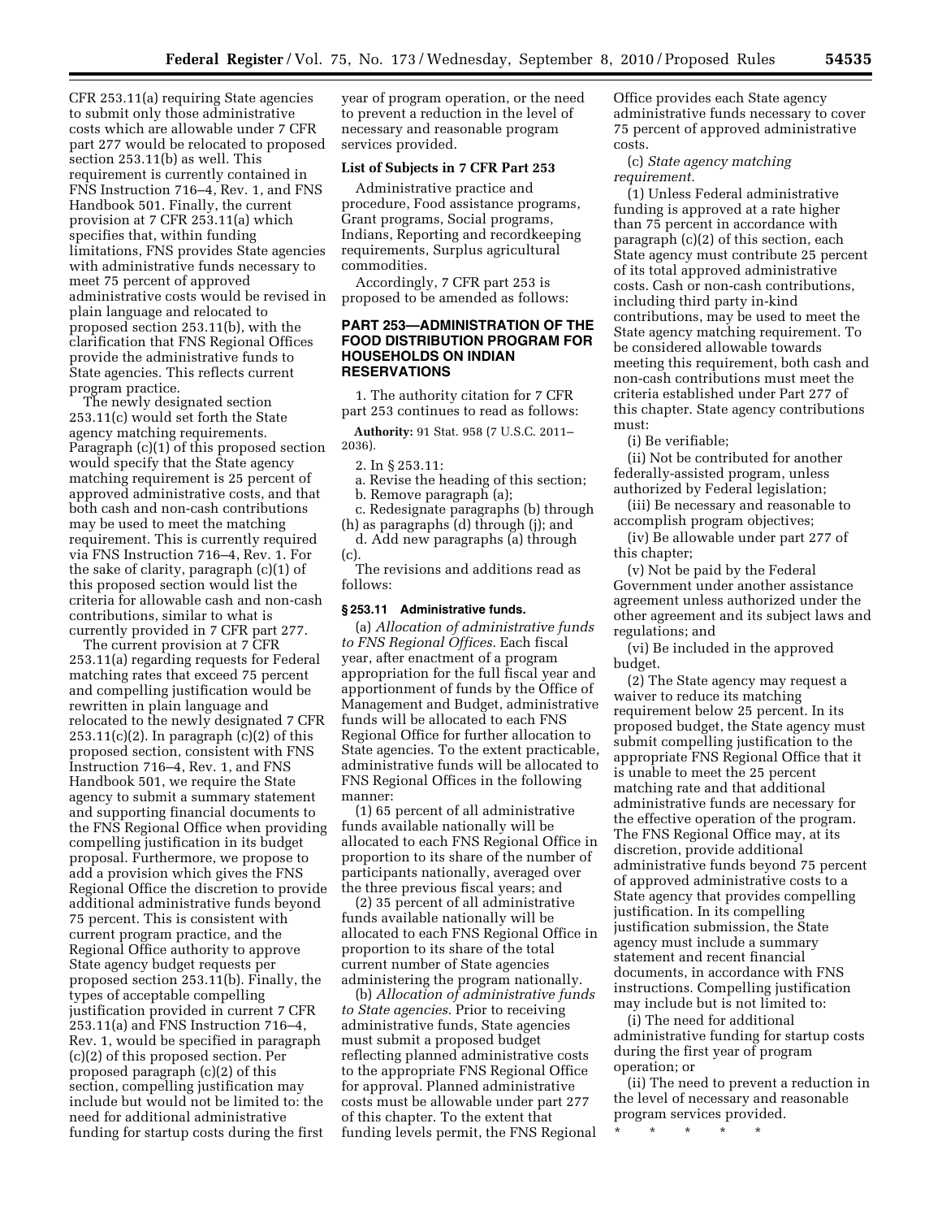CFR 253.11(a) requiring State agencies to submit only those administrative costs which are allowable under 7 CFR part 277 would be relocated to proposed section 253.11(b) as well. This requirement is currently contained in FNS Instruction 716–4, Rev. 1, and FNS Handbook 501. Finally, the current provision at 7 CFR 253.11(a) which specifies that, within funding limitations, FNS provides State agencies with administrative funds necessary to meet 75 percent of approved administrative costs would be revised in plain language and relocated to proposed section 253.11(b), with the clarification that FNS Regional Offices provide the administrative funds to State agencies. This reflects current program practice.

The newly designated section 253.11(c) would set forth the State agency matching requirements. Paragraph (c)(1) of this proposed section would specify that the State agency matching requirement is 25 percent of approved administrative costs, and that both cash and non-cash contributions may be used to meet the matching requirement. This is currently required via FNS Instruction 716–4, Rev. 1. For the sake of clarity, paragraph (c)(1) of this proposed section would list the criteria for allowable cash and non-cash contributions, similar to what is currently provided in 7 CFR part 277.

The current provision at 7 CFR 253.11(a) regarding requests for Federal matching rates that exceed 75 percent and compelling justification would be rewritten in plain language and relocated to the newly designated 7 CFR 253.11(c)(2). In paragraph (c)(2) of this proposed section, consistent with FNS Instruction 716–4, Rev. 1, and FNS Handbook 501, we require the State agency to submit a summary statement and supporting financial documents to the FNS Regional Office when providing compelling justification in its budget proposal. Furthermore, we propose to add a provision which gives the FNS Regional Office the discretion to provide additional administrative funds beyond 75 percent. This is consistent with current program practice, and the Regional Office authority to approve State agency budget requests per proposed section 253.11(b). Finally, the types of acceptable compelling justification provided in current 7 CFR 253.11(a) and FNS Instruction 716–4, Rev. 1, would be specified in paragraph (c)(2) of this proposed section. Per proposed paragraph (c)(2) of this section, compelling justification may include but would not be limited to: the need for additional administrative funding for startup costs during the first year of program operation, or the need to prevent a reduction in the level of necessary and reasonable program services provided.

### List of Subjects in 7 CFR Part 253

Administrative practice and procedure, Food assistance programs, Grant programs, Social programs, Indians, Reporting and recordkeeping requirements, Surplus agricultural commodities.

Accordingly, 7 CFR part 253 is proposed to be amended as follows:

## PART 253—ADMINISTRATION OF THE FOOD DISTRIBUTION PROGRAM FOR HOUSEHOLDS ON INDIAN RESERVATIONS

1. The authority citation for 7 CFR part 253 continues to read as follows:

**Authority:** 91 Stat. 958 (7 U.S.C. 2011–2036).

2. In § 253.11:

a. Revise the heading of this section;

b. Remove paragraph (a);

c. Redesignate paragraphs (b) through (h) as paragraphs (d) through (j); and

d. Add new paragraphs (a) through (c).

The revisions and additions read as follows:

### § 253.11 Administrative funds.

(a) *Allocation of administrative funds to FNS Regional Offices.* Each fiscal year, after enactment of a program appropriation for the full fiscal year and apportionment of funds by the Office of Management and Budget, administrative funds will be allocated to each FNS Regional Office for further allocation to State agencies. To the extent practicable, administrative funds will be allocated to FNS Regional Offices in the following manner:

(1) 65 percent of all administrative funds available nationally will be allocated to each FNS Regional Office in proportion to its share of the number of participants nationally, averaged over the three previous fiscal years; and

(2) 35 percent of all administrative funds available nationally will be allocated to each FNS Regional Office in proportion to its share of the total current number of State agencies administering the program nationally.

(b) *Allocation of administrative funds to State agencies.* Prior to receiving administrative funds, State agencies must submit a proposed budget reflecting planned administrative costs to the appropriate FNS Regional Office for approval. Planned administrative costs must be allowable under part 277 of this chapter. To the extent that funding levels permit, the FNS Regional Office provides each State agency administrative funds necessary to cover 75 percent of approved administrative costs.

(c) *State agency matching requirement.*

(1) Unless Federal administrative funding is approved at a rate higher than 75 percent in accordance with paragraph (c)(2) of this section, each State agency must contribute 25 percent of its total approved administrative costs. Cash or non-cash contributions, including third party in-kind contributions, may be used to meet the State agency matching requirement. To be considered allowable towards meeting this requirement, both cash and non-cash contributions must meet the criteria established under Part 277 of this chapter. State agency contributions must:

(i) Be verifiable;

(ii) Not be contributed for another federally-assisted program, unless authorized by Federal legislation;

(iii) Be necessary and reasonable to accomplish program objectives;

(iv) Be allowable under part 277 of this chapter;

(v) Not be paid by the Federal Government under another assistance agreement unless authorized under the other agreement and its subject laws and regulations; and

(vi) Be included in the approved budget.

(2) The State agency may request a waiver to reduce its matching requirement below 25 percent. In its proposed budget, the State agency must submit compelling justification to the appropriate FNS Regional Office that it is unable to meet the 25 percent matching rate and that additional administrative funds are necessary for the effective operation of the program. The FNS Regional Office may, at its discretion, provide additional administrative funds beyond 75 percent of approved administrative costs to a State agency that provides compelling justification. In its compelling justification submission, the State agency must include a summary statement and recent financial documents, in accordance with FNS instructions. Compelling justification may include but is not limited to:

(i) The need for additional administrative funding for startup costs during the first year of program operation; or

(ii) The need to prevent a reduction in the level of necessary and reasonable program services provided.

\* \* \* \* \*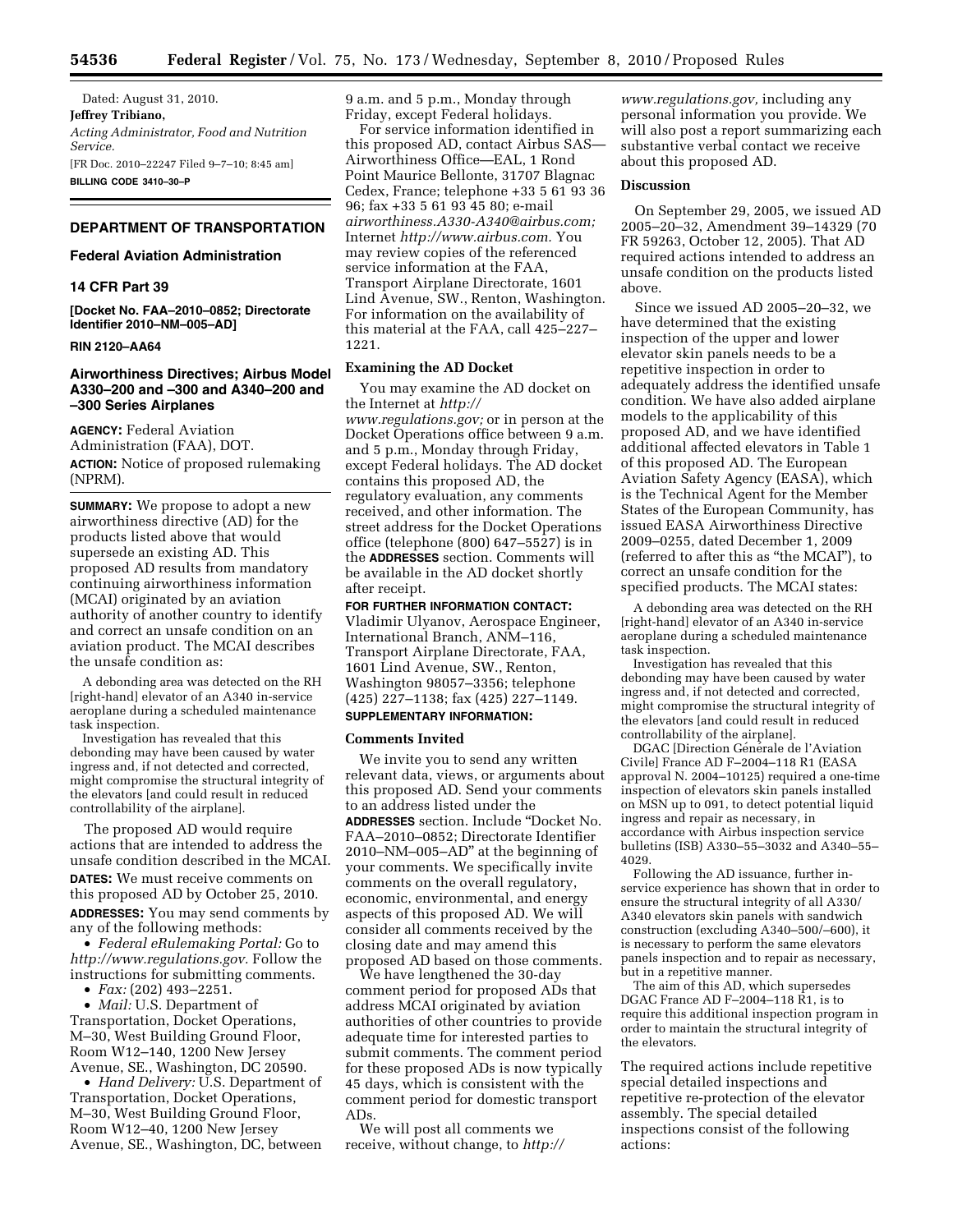Dated: August 31, 2010.

**Jeffrey Tribiano,**

*Acting Administrator, Food and Nutrition Service.*

[FR Doc. 2010–22247 Filed 9–7–10; 8:45 am]

**BILLING CODE 3410–30–P**

## DEPARTMENT OF TRANSPORTATION

### Federal Aviation Administration

### 14 CFR Part 39

**[Docket No. FAA–2010–0852; Directorate Identifier 2010–NM–005–AD]**

**RIN 2120–AA64**

## Airworthiness Directives; Airbus Model A330–200 and –300 and A340–200 and –300 Series Airplanes

**AGENCY:** Federal Aviation Administration (FAA), DOT.

**ACTION:** Notice of proposed rulemaking (NPRM).

**SUMMARY:** We propose to adopt a new airworthiness directive (AD) for the products listed above that would supersede an existing AD. This proposed AD results from mandatory continuing airworthiness information (MCAI) originated by an aviation authority of another country to identify and correct an unsafe condition on an aviation product. The MCAI describes the unsafe condition as:

> A debonding area was detected on the RH [right-hand] elevator of an A340 in-service aeroplane during a scheduled maintenance task inspection.
>
> Investigation has revealed that this debonding may have been caused by water ingress and, if not detected and corrected, might compromise the structural integrity of the elevators [and could result in reduced controllability of the airplane].

The proposed AD would require actions that are intended to address the unsafe condition described in the MCAI.

**DATES:** We must receive comments on this proposed AD by October 25, 2010.

**ADDRESSES:** You may send comments by any of the following methods:

- *Federal eRulemaking Portal:* Go to *http://www.regulations.gov*. Follow the instructions for submitting comments.
- *Fax:* (202) 493–2251.
- *Mail:* U.S. Department of Transportation, Docket Operations, M–30, West Building Ground Floor, Room W12–140, 1200 New Jersey Avenue, SE., Washington, DC 20590.
- *Hand Delivery:* U.S. Department of Transportation, Docket Operations, M–30, West Building Ground Floor, Room W12–40, 1200 New Jersey Avenue, SE., Washington, DC, between 9 a.m. and 5 p.m., Monday through Friday, except Federal holidays.

For service information identified in this proposed AD, contact Airbus SAS—Airworthiness Office—EAL, 1 Rond Point Maurice Bellonte, 31707 Blagnac Cedex, France; telephone +33 5 61 93 36 96; fax +33 5 61 93 45 80; e-mail *airworthiness.A330-A340@airbus.com;* Internet *http://www.airbus.com.* You may review copies of the referenced service information at the FAA, Transport Airplane Directorate, 1601 Lind Avenue, SW., Renton, Washington. For information on the availability of this material at the FAA, call 425–227–1221.

### Examining the AD Docket

You may examine the AD docket on the Internet at *http://www.regulations.gov;* or in person at the Docket Operations office between 9 a.m. and 5 p.m., Monday through Friday, except Federal holidays. The AD docket contains this proposed AD, the regulatory evaluation, any comments received, and other information. The street address for the Docket Operations office (telephone (800) 647–5527) is in the **ADDRESSES** section. Comments will be available in the AD docket shortly after receipt.

**FOR FURTHER INFORMATION CONTACT:** Vladimir Ulyanov, Aerospace Engineer, International Branch, ANM–116, Transport Airplane Directorate, FAA, 1601 Lind Avenue, SW., Renton, Washington 98057–3356; telephone (425) 227–1138; fax (425) 227–1149.

**SUPPLEMENTARY INFORMATION:**

### Comments Invited

We invite you to send any written relevant data, views, or arguments about this proposed AD. Send your comments to an address listed under the **ADDRESSES** section. Include "Docket No. FAA–2010–0852; Directorate Identifier 2010–NM–005–AD" at the beginning of your comments. We specifically invite comments on the overall regulatory, economic, environmental, and energy aspects of this proposed AD. We will consider all comments received by the closing date and may amend this proposed AD based on those comments.

We have lengthened the 30-day comment period for proposed ADs that address MCAI originated by aviation authorities of other countries to provide adequate time for interested parties to submit comments. The comment period for these proposed ADs is now typically 45 days, which is consistent with the comment period for domestic transport ADs.

We will post all comments we receive, without change, to *http://www.regulations.gov,* including any personal information you provide. We will also post a report summarizing each substantive verbal contact we receive about this proposed AD.

### Discussion

On September 29, 2005, we issued AD 2005–20–32, Amendment 39–14329 (70 FR 59263, October 12, 2005). That AD required actions intended to address an unsafe condition on the products listed above.

Since we issued AD 2005–20–32, we have determined that the existing inspection of the upper and lower elevator skin panels needs to be a repetitive inspection in order to adequately address the identified unsafe condition. We have also added airplane models to the applicability of this proposed AD, and we have identified additional affected elevators in Table 1 of this proposed AD. The European Aviation Safety Agency (EASA), which is the Technical Agent for the Member States of the European Community, has issued EASA Airworthiness Directive 2009–0255, dated December 1, 2009 (referred to after this as "the MCAI"), to correct an unsafe condition for the specified products. The MCAI states:

> A debonding area was detected on the RH [right-hand] elevator of an A340 in-service aeroplane during a scheduled maintenance task inspection.
>
> Investigation has revealed that this debonding may have been caused by water ingress and, if not detected and corrected, might compromise the structural integrity of the elevators [and could result in reduced controllability of the airplane].
>
> DGAC [Direction Générale de l'Aviation Civile] France AD F–2004–118 R1 (EASA approval N. 2004–10125) required a one-time inspection of elevators skin panels installed on MSN up to 091, to detect potential liquid ingress and repair as necessary, in accordance with Airbus inspection service bulletins (ISB) A330–55–3032 and A340–55–4029.
>
> Following the AD issuance, further in-service experience has shown that in order to ensure the structural integrity of all A330/A340 elevators skin panels with sandwich construction (excluding A340–500/–600), it is necessary to perform the same elevators panels inspection and to repair as necessary, but in a repetitive manner.
>
> The aim of this AD, which supersedes DGAC France AD F–2004–118 R1, is to require this additional inspection program in order to maintain the structural integrity of the elevators.

The required actions include repetitive special detailed inspections and repetitive re-protection of the elevator assembly. The special detailed inspections consist of the following actions: